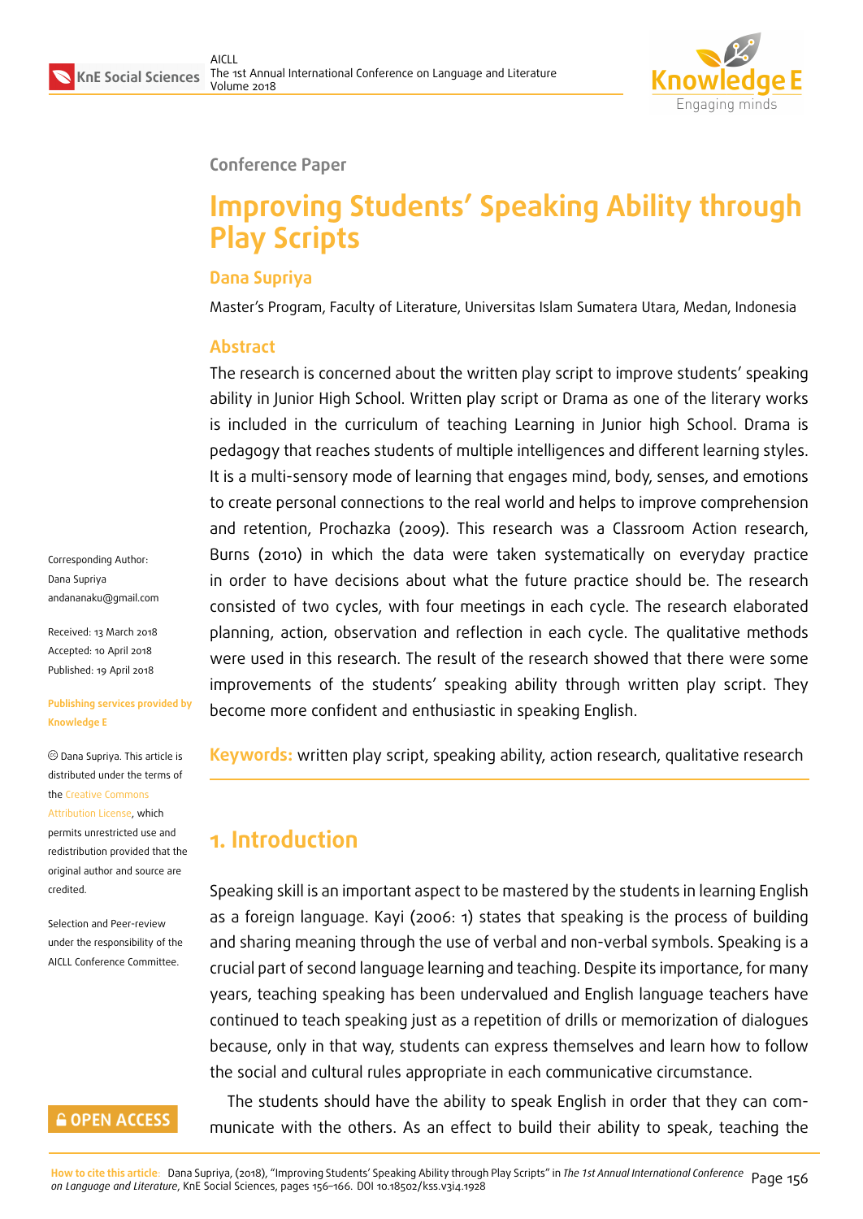Conference Paper

# Improving Students' Speaking Ability through Play Scripts

**Dana Supriya**

Master's Program, Faculty of Literature, Universitas Islam Sumatera Utara, Medan, Indonesia

Corresponding Author: Dana Supriya andananaku@gmail.com

Received: 13 March 2018
Accepted: 10 April 2018
Published: 19 April 2018

Publishing services provided by Knowledge E

© Dana Supriya. This article is distributed under the terms of the Creative Commons Attribution License, which permits unrestricted use and redistribution provided that the original author and source are credited.

Selection and Peer-review under the responsibility of the AICLL Conference Committee.

## Abstract

The research is concerned about the written play script to improve students' speaking ability in Junior High School. Written play script or Drama as one of the literary works is included in the curriculum of teaching Learning in Junior high School. Drama is pedagogy that reaches students of multiple intelligences and different learning styles. It is a multi-sensory mode of learning that engages mind, body, senses, and emotions to create personal connections to the real world and helps to improve comprehension and retention, Prochazka (2009). This research was a Classroom Action research, Burns (2010) in which the data were taken systematically on everyday practice in order to have decisions about what the future practice should be. The research consisted of two cycles, with four meetings in each cycle. The research elaborated planning, action, observation and reflection in each cycle. The qualitative methods were used in this research. The result of the research showed that there were some improvements of the students' speaking ability through written play script. They become more confident and enthusiastic in speaking English.

**Keywords:** written play script, speaking ability, action research, qualitative research

## 1. Introduction

Speaking skill is an important aspect to be mastered by the students in learning English as a foreign language. Kayi (2006: 1) states that speaking is the process of building and sharing meaning through the use of verbal and non-verbal symbols. Speaking is a crucial part of second language learning and teaching. Despite its importance, for many years, teaching speaking has been undervalued and English language teachers have continued to teach speaking just as a repetition of drills or memorization of dialogues because, only in that way, students can express themselves and learn how to follow the social and cultural rules appropriate in each communicative circumstance.

The students should have the ability to speak English in order that they can communicate with the others. As an effect to build their ability to speak, teaching the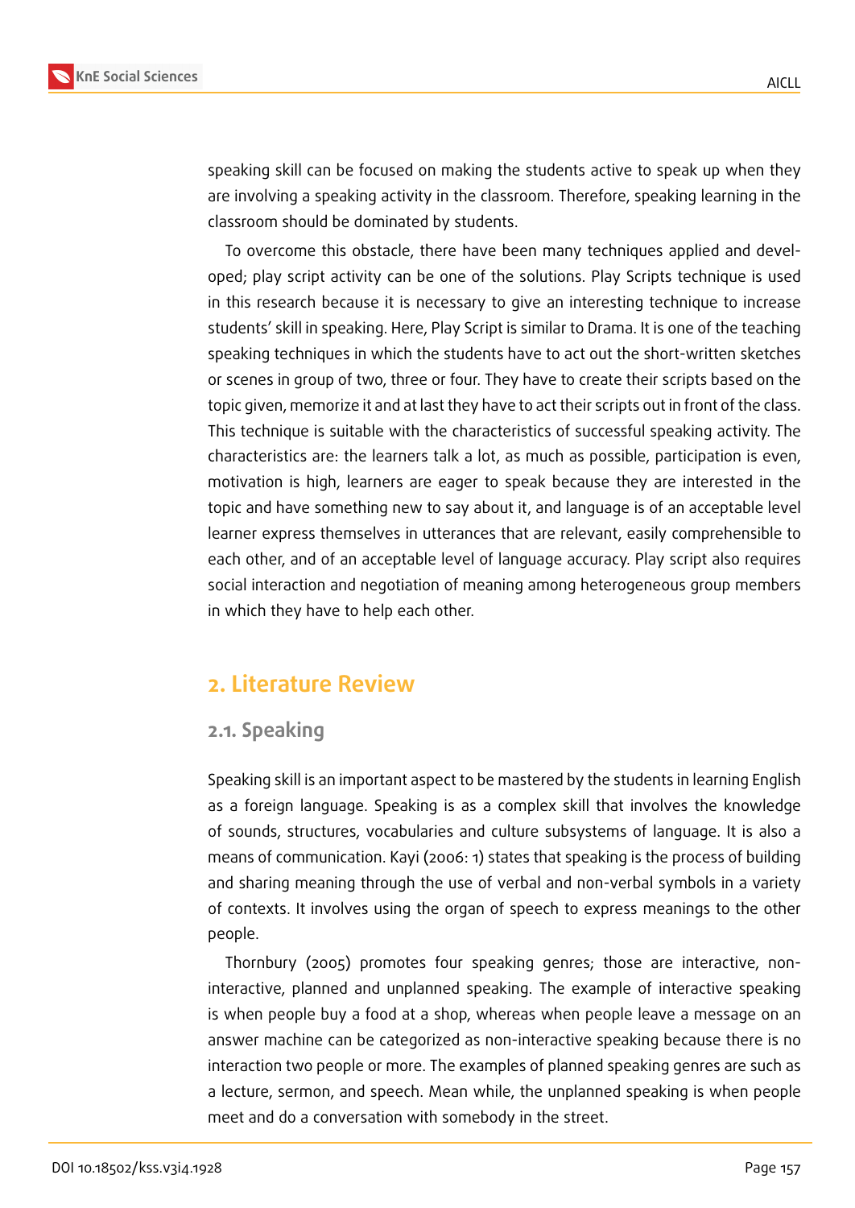speaking skill can be focused on making the students active to speak up when they are involving a speaking activity in the classroom. Therefore, speaking learning in the classroom should be dominated by students.

To overcome this obstacle, there have been many techniques applied and developed; play script activity can be one of the solutions. Play Scripts technique is used in this research because it is necessary to give an interesting technique to increase students' skill in speaking. Here, Play Script is similar to Drama. It is one of the teaching speaking techniques in which the students have to act out the short-written sketches or scenes in group of two, three or four. They have to create their scripts based on the topic given, memorize it and at last they have to act their scripts out in front of the class. This technique is suitable with the characteristics of successful speaking activity. The characteristics are: the learners talk a lot, as much as possible, participation is even, motivation is high, learners are eager to speak because they are interested in the topic and have something new to say about it, and language is of an acceptable level learner express themselves in utterances that are relevant, easily comprehensible to each other, and of an acceptable level of language accuracy. Play script also requires social interaction and negotiation of meaning among heterogeneous group members in which they have to help each other.

## 2. Literature Review

### 2.1. Speaking

Speaking skill is an important aspect to be mastered by the students in learning English as a foreign language. Speaking is as a complex skill that involves the knowledge of sounds, structures, vocabularies and culture subsystems of language. It is also a means of communication. Kayi (2006: 1) states that speaking is the process of building and sharing meaning through the use of verbal and non-verbal symbols in a variety of contexts. It involves using the organ of speech to express meanings to the other people.

Thornbury (2005) promotes four speaking genres; those are interactive, non-interactive, planned and unplanned speaking. The example of interactive speaking is when people buy a food at a shop, whereas when people leave a message on an answer machine can be categorized as non-interactive speaking because there is no interaction two people or more. The examples of planned speaking genres are such as a lecture, sermon, and speech. Mean while, the unplanned speaking is when people meet and do a conversation with somebody in the street.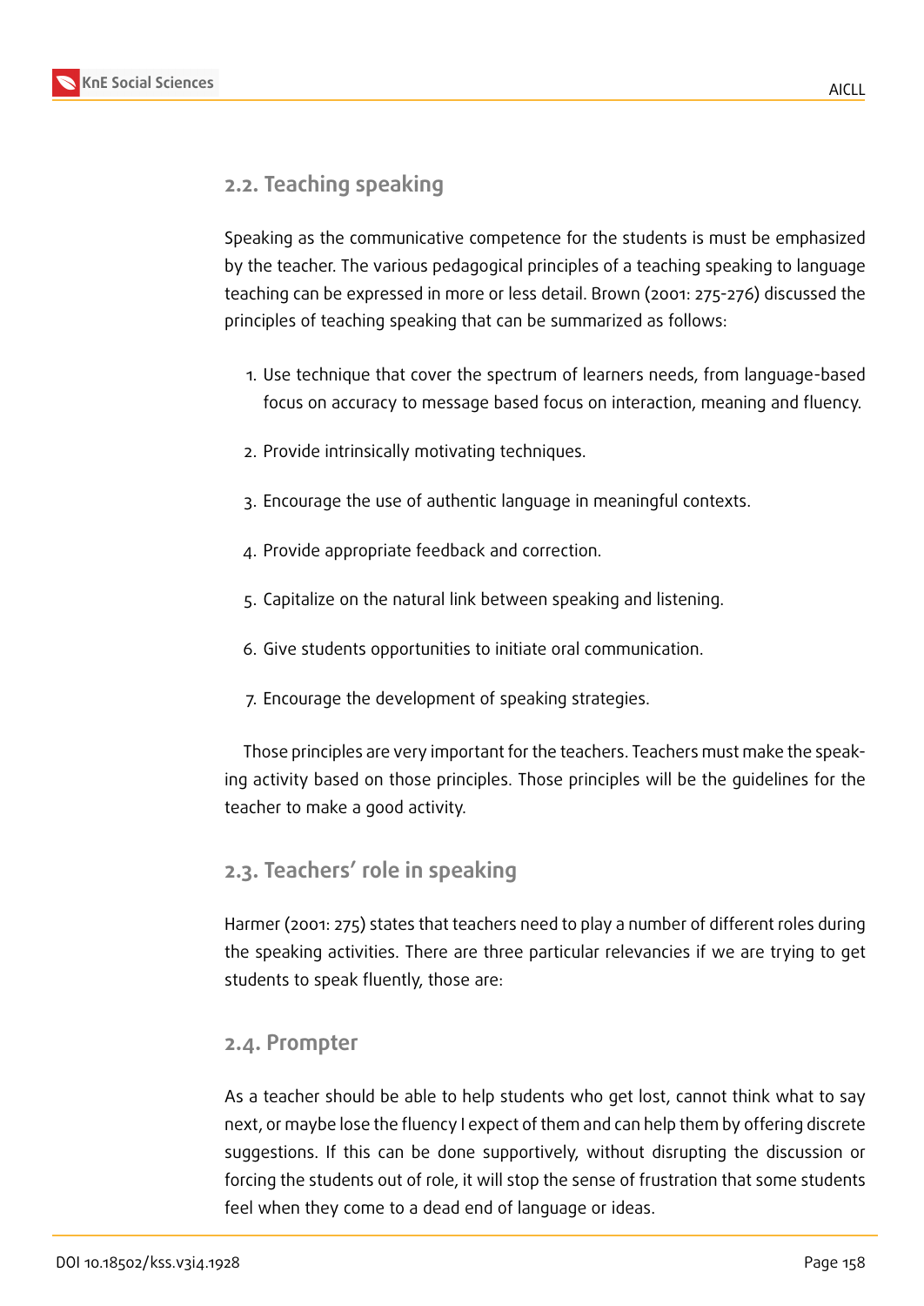## 2.2. Teaching speaking

Speaking as the communicative competence for the students is must be emphasized by the teacher. The various pedagogical principles of a teaching speaking to language teaching can be expressed in more or less detail. Brown (2001: 275-276) discussed the principles of teaching speaking that can be summarized as follows:

1. Use technique that cover the spectrum of learners needs, from language-based focus on accuracy to message based focus on interaction, meaning and fluency.

2. Provide intrinsically motivating techniques.

3. Encourage the use of authentic language in meaningful contexts.

4. Provide appropriate feedback and correction.

5. Capitalize on the natural link between speaking and listening.

6. Give students opportunities to initiate oral communication.

7. Encourage the development of speaking strategies.

Those principles are very important for the teachers. Teachers must make the speaking activity based on those principles. Those principles will be the guidelines for the teacher to make a good activity.

## 2.3. Teachers' role in speaking

Harmer (2001: 275) states that teachers need to play a number of different roles during the speaking activities. There are three particular relevancies if we are trying to get students to speak fluently, those are:

## 2.4. Prompter

As a teacher should be able to help students who get lost, cannot think what to say next, or maybe lose the fluency I expect of them and can help them by offering discrete suggestions. If this can be done supportively, without disrupting the discussion or forcing the students out of role, it will stop the sense of frustration that some students feel when they come to a dead end of language or ideas.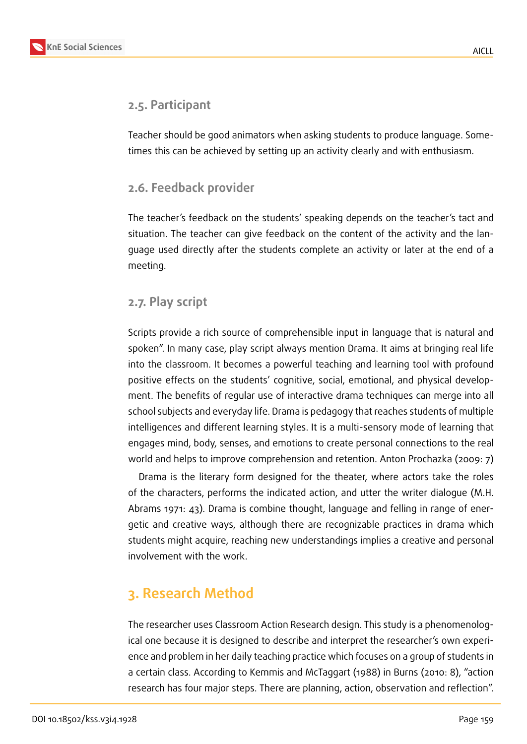### 2.5. Participant

Teacher should be good animators when asking students to produce language. Sometimes this can be achieved by setting up an activity clearly and with enthusiasm.

### 2.6. Feedback provider

The teacher's feedback on the students' speaking depends on the teacher's tact and situation. The teacher can give feedback on the content of the activity and the language used directly after the students complete an activity or later at the end of a meeting.

### 2.7. Play script

Scripts provide a rich source of comprehensible input in language that is natural and spoken". In many case, play script always mention Drama. It aims at bringing real life into the classroom. It becomes a powerful teaching and learning tool with profound positive effects on the students' cognitive, social, emotional, and physical development. The benefits of regular use of interactive drama techniques can merge into all school subjects and everyday life. Drama is pedagogy that reaches students of multiple intelligences and different learning styles. It is a multi-sensory mode of learning that engages mind, body, senses, and emotions to create personal connections to the real world and helps to improve comprehension and retention. Anton Prochazka (2009: 7)

Drama is the literary form designed for the theater, where actors take the roles of the characters, performs the indicated action, and utter the writer dialogue (M.H. Abrams 1971: 43). Drama is combine thought, language and felling in range of energetic and creative ways, although there are recognizable practices in drama which students might acquire, reaching new understandings implies a creative and personal involvement with the work.

## 3. Research Method

The researcher uses Classroom Action Research design. This study is a phenomenological one because it is designed to describe and interpret the researcher's own experience and problem in her daily teaching practice which focuses on a group of students in a certain class. According to Kemmis and McTaggart (1988) in Burns (2010: 8), "action research has four major steps. There are planning, action, observation and reflection".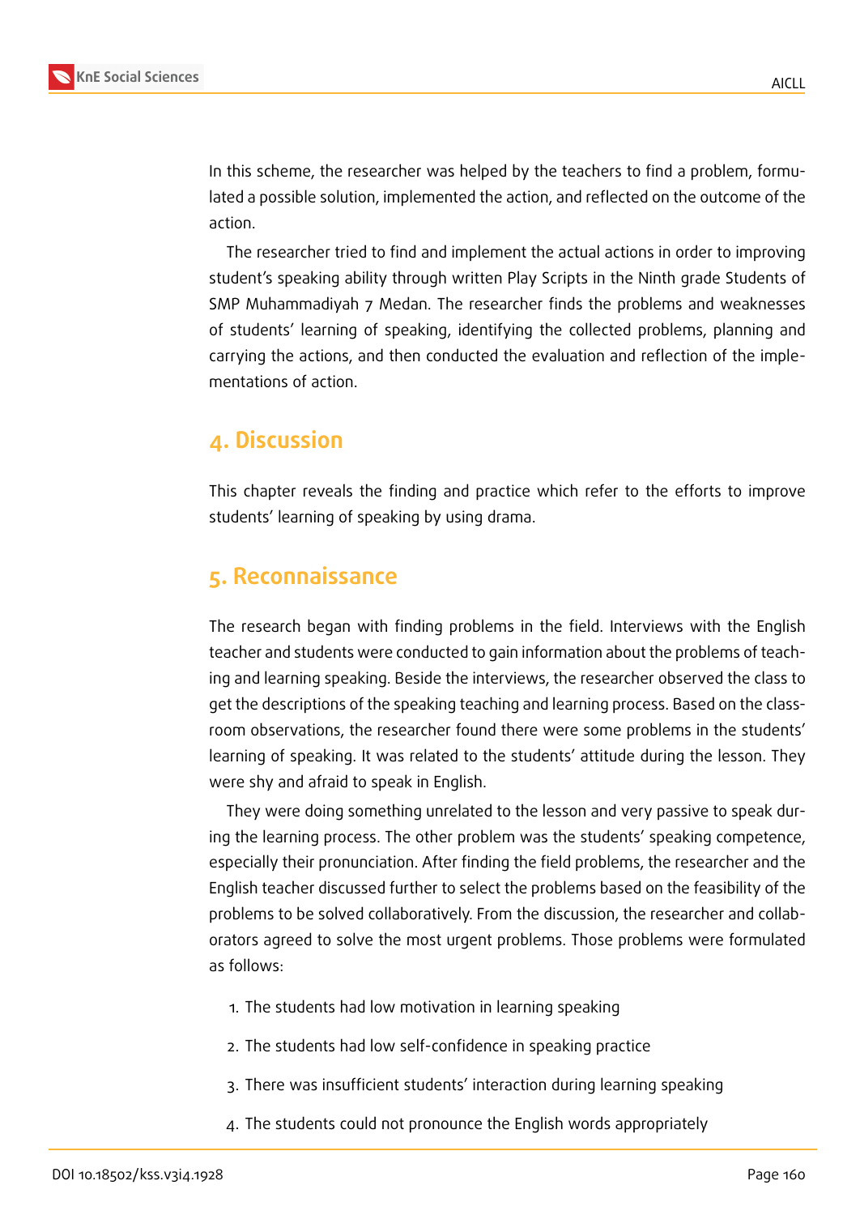In this scheme, the researcher was helped by the teachers to find a problem, formulated a possible solution, implemented the action, and reflected on the outcome of the action.

The researcher tried to find and implement the actual actions in order to improving student's speaking ability through written Play Scripts in the Ninth grade Students of SMP Muhammadiyah 7 Medan. The researcher finds the problems and weaknesses of students' learning of speaking, identifying the collected problems, planning and carrying the actions, and then conducted the evaluation and reflection of the implementations of action.

## 4. Discussion

This chapter reveals the finding and practice which refer to the efforts to improve students' learning of speaking by using drama.

## 5. Reconnaissance

The research began with finding problems in the field. Interviews with the English teacher and students were conducted to gain information about the problems of teaching and learning speaking. Beside the interviews, the researcher observed the class to get the descriptions of the speaking teaching and learning process. Based on the classroom observations, the researcher found there were some problems in the students' learning of speaking. It was related to the students' attitude during the lesson. They were shy and afraid to speak in English.

They were doing something unrelated to the lesson and very passive to speak during the learning process. The other problem was the students' speaking competence, especially their pronunciation. After finding the field problems, the researcher and the English teacher discussed further to select the problems based on the feasibility of the problems to be solved collaboratively. From the discussion, the researcher and collaborators agreed to solve the most urgent problems. Those problems were formulated as follows:

1. The students had low motivation in learning speaking
2. The students had low self-confidence in speaking practice
3. There was insufficient students' interaction during learning speaking
4. The students could not pronounce the English words appropriately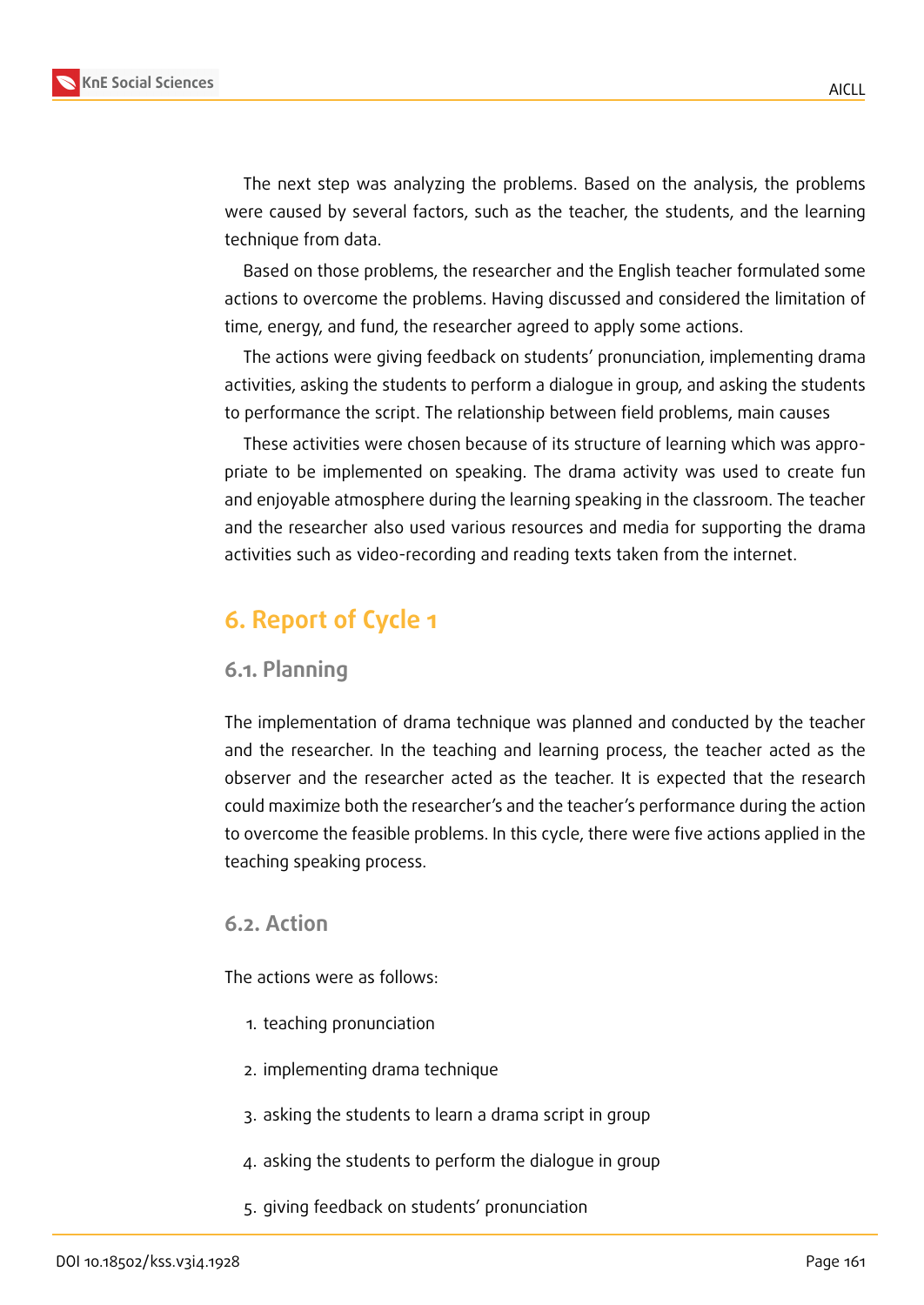The next step was analyzing the problems. Based on the analysis, the problems were caused by several factors, such as the teacher, the students, and the learning technique from data.

Based on those problems, the researcher and the English teacher formulated some actions to overcome the problems. Having discussed and considered the limitation of time, energy, and fund, the researcher agreed to apply some actions.

The actions were giving feedback on students' pronunciation, implementing drama activities, asking the students to perform a dialogue in group, and asking the students to performance the script. The relationship between field problems, main causes

These activities were chosen because of its structure of learning which was appropriate to be implemented on speaking. The drama activity was used to create fun and enjoyable atmosphere during the learning speaking in the classroom. The teacher and the researcher also used various resources and media for supporting the drama activities such as video-recording and reading texts taken from the internet.

## 6. Report of Cycle 1

### 6.1. Planning

The implementation of drama technique was planned and conducted by the teacher and the researcher. In the teaching and learning process, the teacher acted as the observer and the researcher acted as the teacher. It is expected that the research could maximize both the researcher's and the teacher's performance during the action to overcome the feasible problems. In this cycle, there were five actions applied in the teaching speaking process.

### 6.2. Action

The actions were as follows:

1. teaching pronunciation
2. implementing drama technique
3. asking the students to learn a drama script in group
4. asking the students to perform the dialogue in group
5. giving feedback on students' pronunciation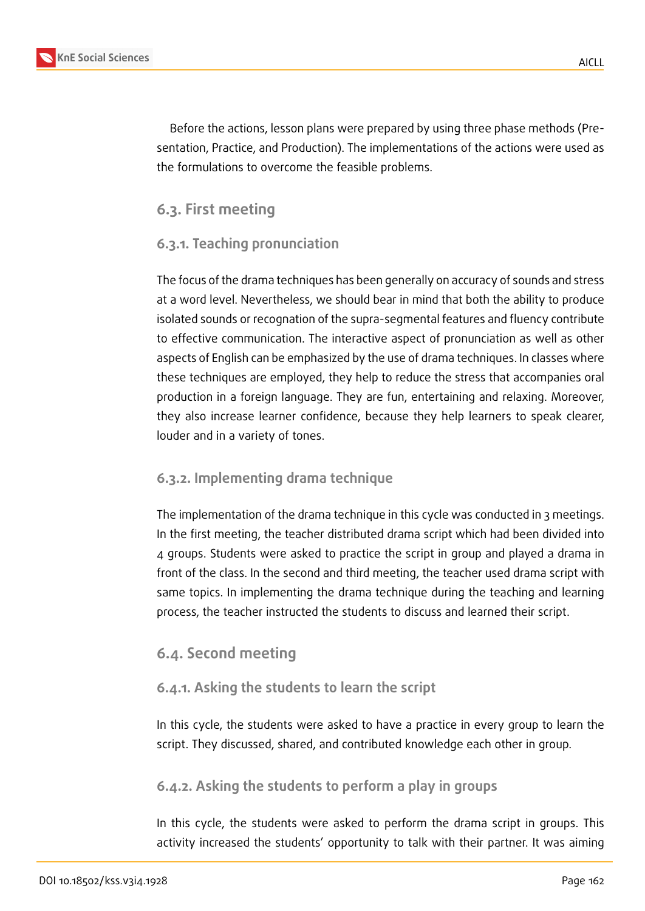Before the actions, lesson plans were prepared by using three phase methods (Presentation, Practice, and Production). The implementations of the actions were used as the formulations to overcome the feasible problems.

## 6.3. First meeting

### 6.3.1. Teaching pronunciation

The focus of the drama techniques has been generally on accuracy of sounds and stress at a word level. Nevertheless, we should bear in mind that both the ability to produce isolated sounds or recognation of the supra-segmental features and fluency contribute to effective communication. The interactive aspect of pronunciation as well as other aspects of English can be emphasized by the use of drama techniques. In classes where these techniques are employed, they help to reduce the stress that accompanies oral production in a foreign language. They are fun, entertaining and relaxing. Moreover, they also increase learner confidence, because they help learners to speak clearer, louder and in a variety of tones.

### 6.3.2. Implementing drama technique

The implementation of the drama technique in this cycle was conducted in 3 meetings. In the first meeting, the teacher distributed drama script which had been divided into 4 groups. Students were asked to practice the script in group and played a drama in front of the class. In the second and third meeting, the teacher used drama script with same topics. In implementing the drama technique during the teaching and learning process, the teacher instructed the students to discuss and learned their script.

## 6.4. Second meeting

### 6.4.1. Asking the students to learn the script

In this cycle, the students were asked to have a practice in every group to learn the script. They discussed, shared, and contributed knowledge each other in group.

### 6.4.2. Asking the students to perform a play in groups

In this cycle, the students were asked to perform the drama script in groups. This activity increased the students' opportunity to talk with their partner. It was aiming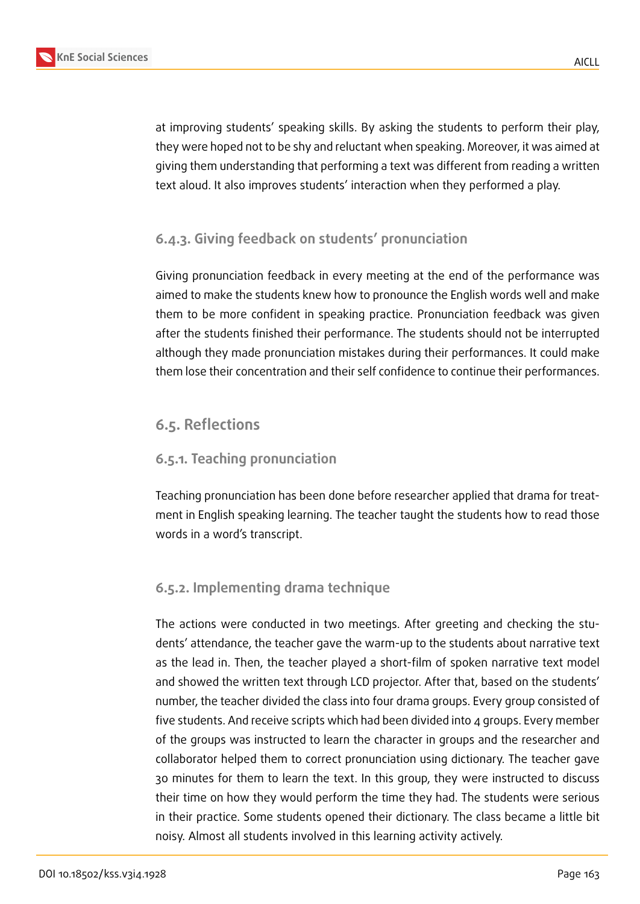at improving students' speaking skills. By asking the students to perform their play, they were hoped not to be shy and reluctant when speaking. Moreover, it was aimed at giving them understanding that performing a text was different from reading a written text aloud. It also improves students' interaction when they performed a play.

#### 6.4.3. Giving feedback on students' pronunciation

Giving pronunciation feedback in every meeting at the end of the performance was aimed to make the students knew how to pronounce the English words well and make them to be more confident in speaking practice. Pronunciation feedback was given after the students finished their performance. The students should not be interrupted although they made pronunciation mistakes during their performances. It could make them lose their concentration and their self confidence to continue their performances.

### 6.5. Reflections

#### 6.5.1. Teaching pronunciation

Teaching pronunciation has been done before researcher applied that drama for treatment in English speaking learning. The teacher taught the students how to read those words in a word's transcript.

#### 6.5.2. Implementing drama technique

The actions were conducted in two meetings. After greeting and checking the students' attendance, the teacher gave the warm-up to the students about narrative text as the lead in. Then, the teacher played a short-film of spoken narrative text model and showed the written text through LCD projector. After that, based on the students' number, the teacher divided the class into four drama groups. Every group consisted of five students. And receive scripts which had been divided into 4 groups. Every member of the groups was instructed to learn the character in groups and the researcher and collaborator helped them to correct pronunciation using dictionary. The teacher gave 30 minutes for them to learn the text. In this group, they were instructed to discuss their time on how they would perform the time they had. The students were serious in their practice. Some students opened their dictionary. The class became a little bit noisy. Almost all students involved in this learning activity actively.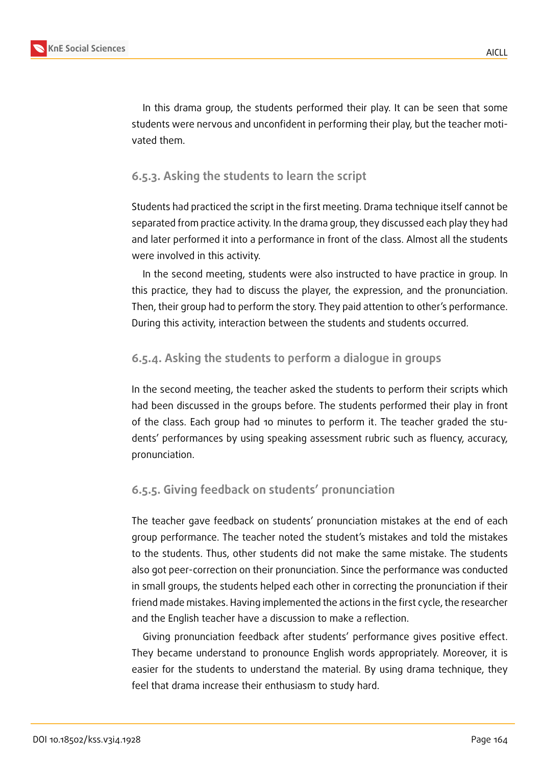In this drama group, the students performed their play. It can be seen that some students were nervous and unconfident in performing their play, but the teacher motivated them.

#### 6.5.3. Asking the students to learn the script

Students had practiced the script in the first meeting. Drama technique itself cannot be separated from practice activity. In the drama group, they discussed each play they had and later performed it into a performance in front of the class. Almost all the students were involved in this activity.

In the second meeting, students were also instructed to have practice in group. In this practice, they had to discuss the player, the expression, and the pronunciation. Then, their group had to perform the story. They paid attention to other's performance. During this activity, interaction between the students and students occurred.

#### 6.5.4. Asking the students to perform a dialogue in groups

In the second meeting, the teacher asked the students to perform their scripts which had been discussed in the groups before. The students performed their play in front of the class. Each group had 10 minutes to perform it. The teacher graded the students' performances by using speaking assessment rubric such as fluency, accuracy, pronunciation.

#### 6.5.5. Giving feedback on students' pronunciation

The teacher gave feedback on students' pronunciation mistakes at the end of each group performance. The teacher noted the student's mistakes and told the mistakes to the students. Thus, other students did not make the same mistake. The students also got peer-correction on their pronunciation. Since the performance was conducted in small groups, the students helped each other in correcting the pronunciation if their friend made mistakes. Having implemented the actions in the first cycle, the researcher and the English teacher have a discussion to make a reflection.

Giving pronunciation feedback after students' performance gives positive effect. They became understand to pronounce English words appropriately. Moreover, it is easier for the students to understand the material. By using drama technique, they feel that drama increase their enthusiasm to study hard.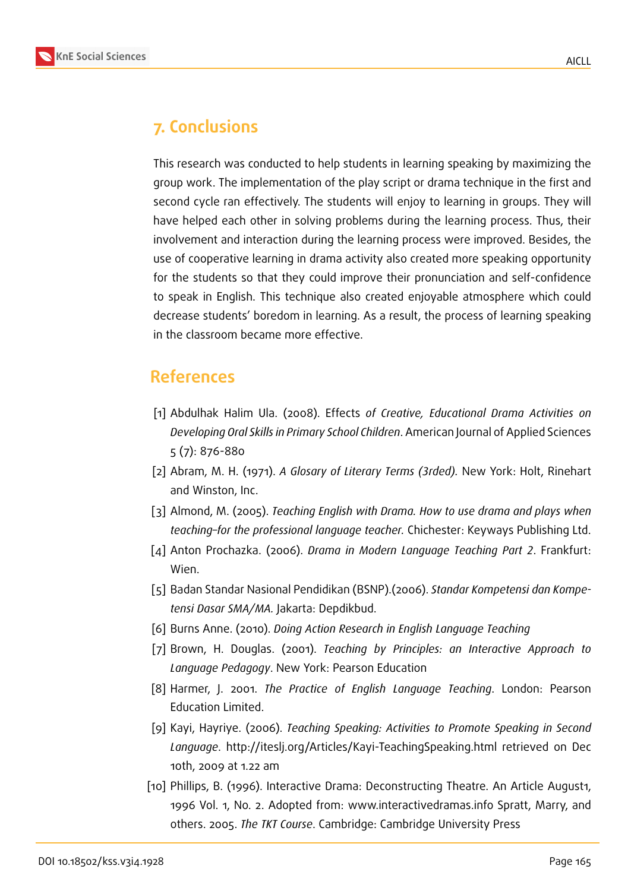## 7. Conclusions

This research was conducted to help students in learning speaking by maximizing the group work. The implementation of the play script or drama technique in the first and second cycle ran effectively. The students will enjoy to learning in groups. They will have helped each other in solving problems during the learning process. Thus, their involvement and interaction during the learning process were improved. Besides, the use of cooperative learning in drama activity also created more speaking opportunity for the students so that they could improve their pronunciation and self-confidence to speak in English. This technique also created enjoyable atmosphere which could decrease students' boredom in learning. As a result, the process of learning speaking in the classroom became more effective.

## References

[1] Abdulhak Halim Ula. (2008). Effects *of Creative, Educational Drama Activities on Developing Oral Skills in Primary School Children*. American Journal of Applied Sciences 5 (7): 876-880

[2] Abram, M. H. (1971). *A Glosary of Literary Terms (3rded).* New York: Holt, Rinehart and Winston, Inc.

[3] Almond, M. (2005). *Teaching English with Drama. How to use drama and plays when teaching–for the professional language teacher.* Chichester: Keyways Publishing Ltd.

[4] Anton Prochazka. (2006). *Drama in Modern Language Teaching Part 2*. Frankfurt: Wien.

[5] Badan Standar Nasional Pendidikan (BSNP).(2006). *Standar Kompetensi dan Kompetensi Dasar SMA/MA.* Jakarta: Depdikbud.

[6] Burns Anne. (2010). *Doing Action Research in English Language Teaching*

[7] Brown, H. Douglas. (2001). *Teaching by Principles: an Interactive Approach to Language Pedagogy*. New York: Pearson Education

[8] Harmer, J. 2001. *The Practice of English Language Teaching*. London: Pearson Education Limited.

[9] Kayi, Hayriye. (2006). *Teaching Speaking: Activities to Promote Speaking in Second Language*. http://iteslj.org/Articles/Kayi-TeachingSpeaking.html retrieved on Dec 10th, 2009 at 1.22 am

[10] Phillips, B. (1996). Interactive Drama: Deconstructing Theatre. An Article August1, 1996 Vol. 1, No. 2. Adopted from: www.interactivedramas.info Spratt, Marry, and others. 2005. *The TKT Course*. Cambridge: Cambridge University Press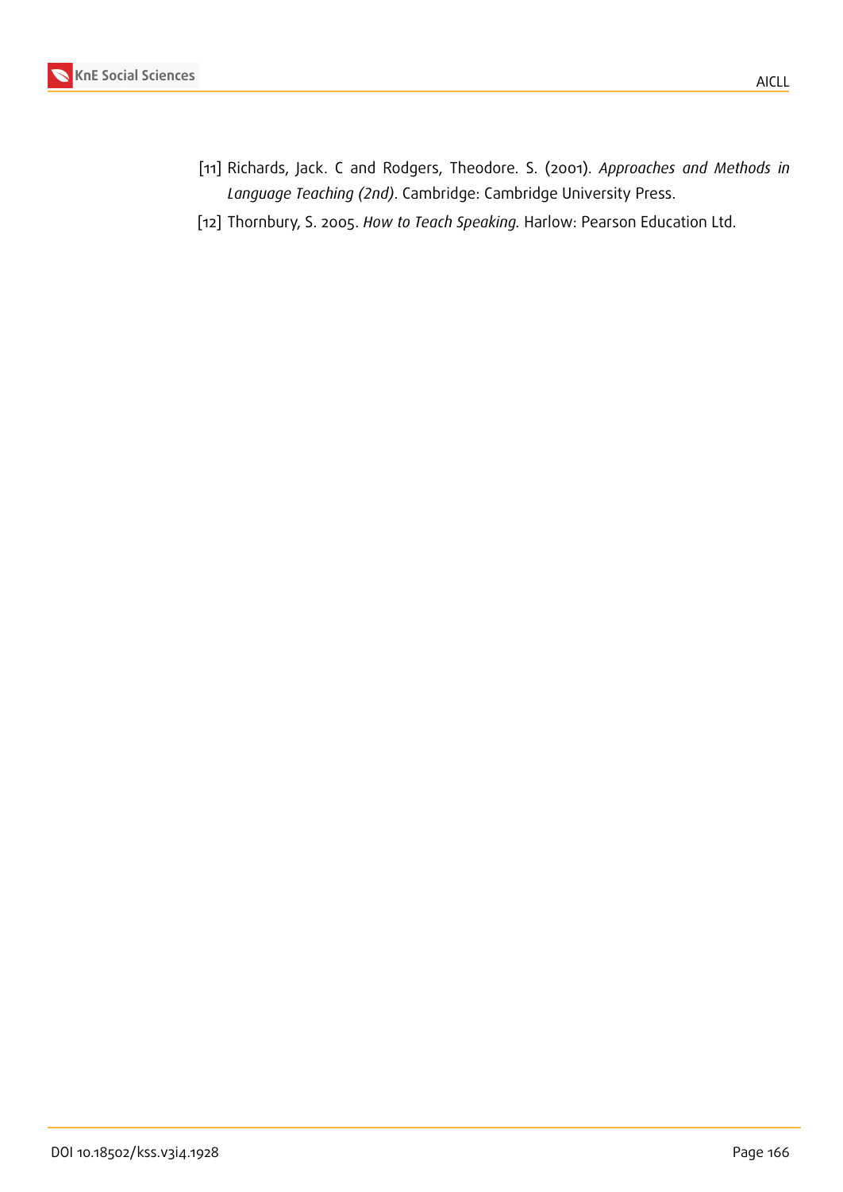[11] Richards, Jack. C and Rodgers, Theodore. S. (2001). *Approaches and Methods in Language Teaching (2nd)*. Cambridge: Cambridge University Press.

[12] Thornbury, S. 2005. *How to Teach Speaking.* Harlow: Pearson Education Ltd.